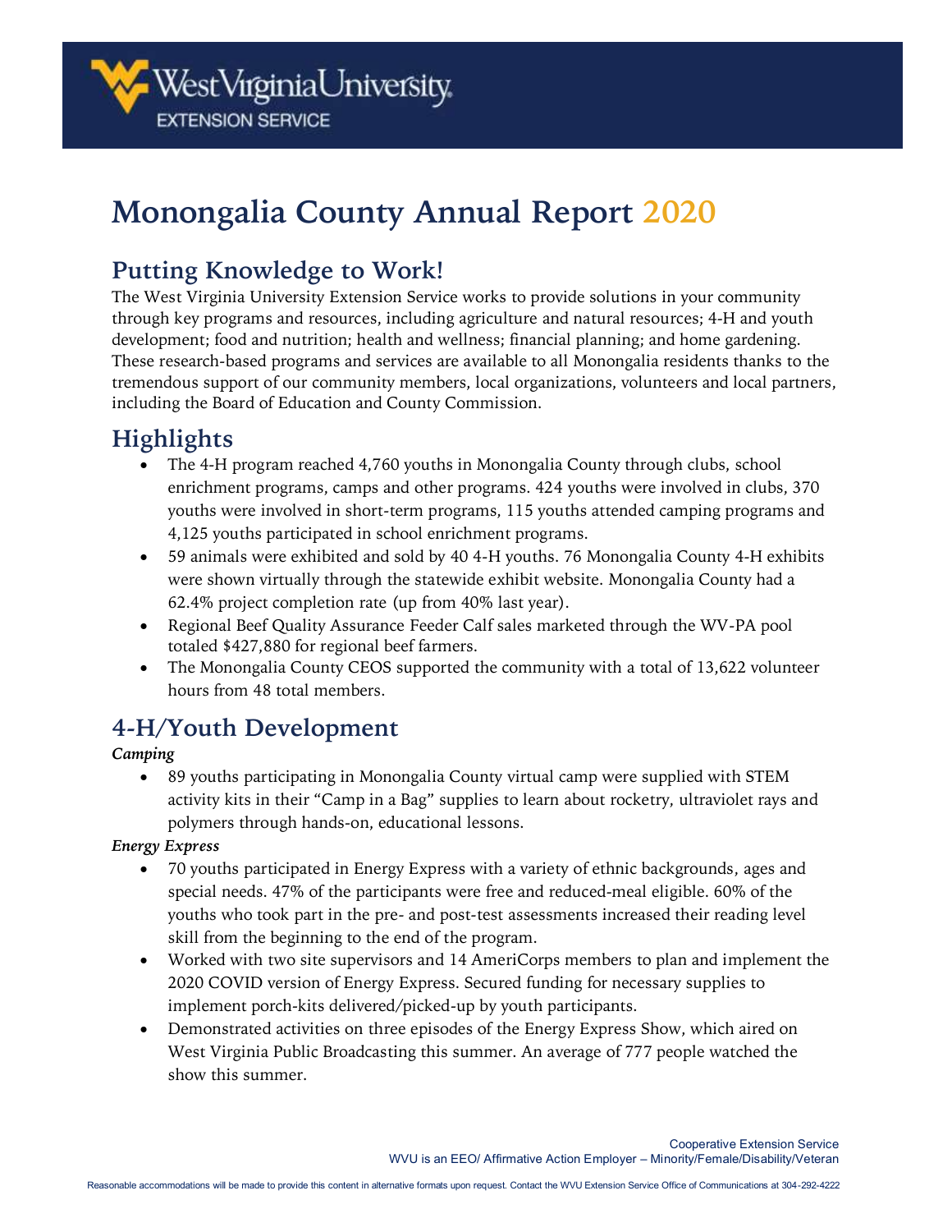# Monongalia County Annual Report 2020

## Putting Knowledge to Work!

The West Virginia University Extension Service works to provide solutions in your community through key programs and resources, including agriculture and natural resources; 4-H and youth development; food and nutrition; health and wellness; financial planning; and home gardening. These research-based programs and services are available to all Monongalia residents thanks to the tremendous support of our community members, local organizations, volunteers and local partners, including the Board of Education and County Commission.

## Highlights

- The 4-H program reached 4,760 youths in Monongalia County through clubs, school enrichment programs, camps and other programs. 424 youths were involved in clubs, 370 youths were involved in short-term programs, 115 youths attended camping programs and 4,125 youths participated in school enrichment programs.
- 59 animals were exhibited and sold by 40 4-H youths. 76 Monongalia County 4-H exhibits were shown virtually through the statewide exhibit website. Monongalia County had a 62.4% project completion rate (up from 40% last year).
- Regional Beef Quality Assurance Feeder Calf sales marketed through the WV-PA pool totaled $427,880 for regional beef farmers.
- The Monongalia County CEOS supported the community with a total of 13,622 volunteer hours from 48 total members.

## 4-H/Youth Development

***Camping***

- 89 youths participating in Monongalia County virtual camp were supplied with STEM activity kits in their "Camp in a Bag" supplies to learn about rocketry, ultraviolet rays and polymers through hands-on, educational lessons.

***Energy Express***

- 70 youths participated in Energy Express with a variety of ethnic backgrounds, ages and special needs. 47% of the participants were free and reduced-meal eligible. 60% of the youths who took part in the pre- and post-test assessments increased their reading level skill from the beginning to the end of the program.
- Worked with two site supervisors and 14 AmeriCorps members to plan and implement the 2020 COVID version of Energy Express. Secured funding for necessary supplies to implement porch-kits delivered/picked-up by youth participants.
- Demonstrated activities on three episodes of the Energy Express Show, which aired on West Virginia Public Broadcasting this summer. An average of 777 people watched the show this summer.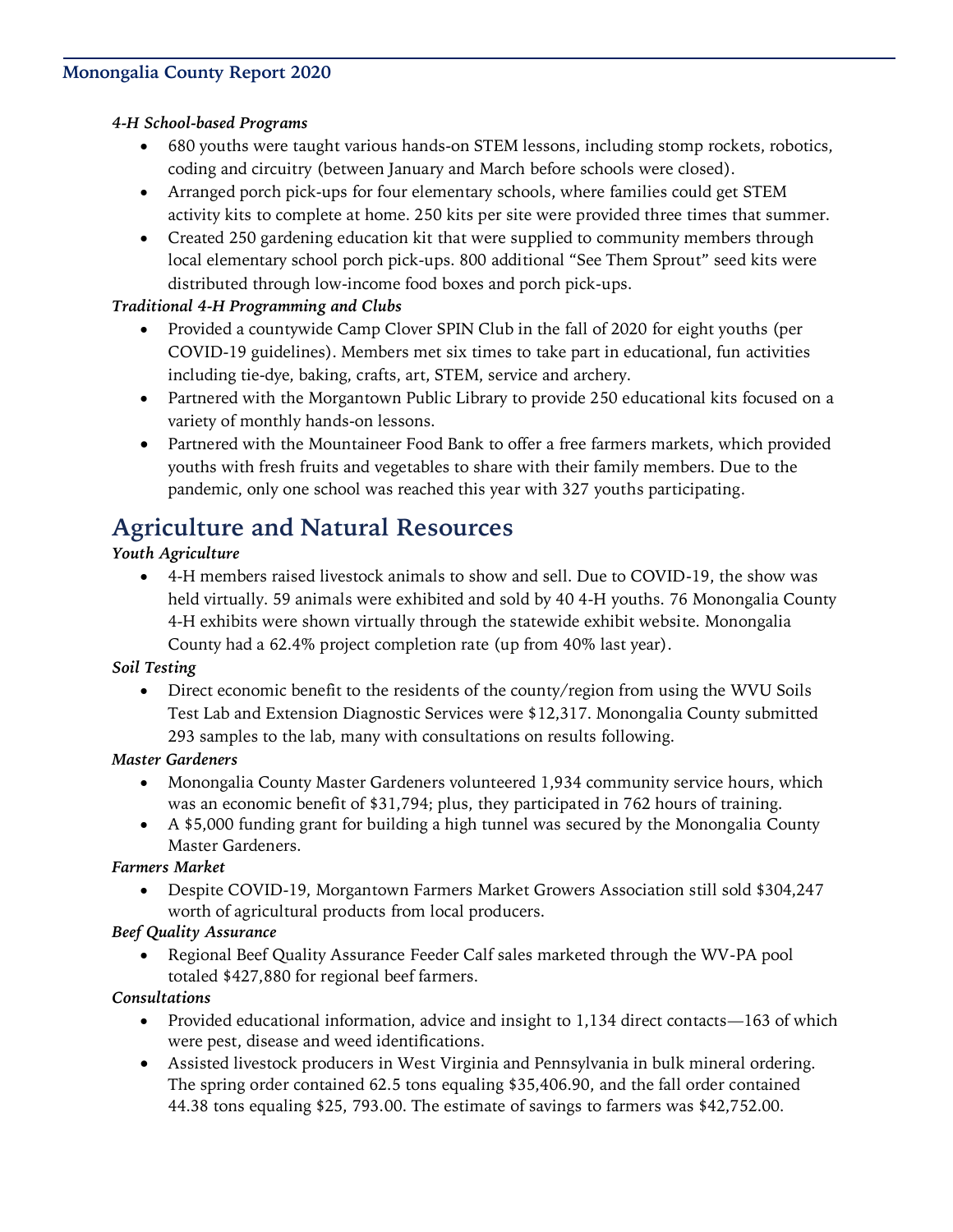*4-H School-based Programs*

- 680 youths were taught various hands-on STEM lessons, including stomp rockets, robotics, coding and circuitry (between January and March before schools were closed).
- Arranged porch pick-ups for four elementary schools, where families could get STEM activity kits to complete at home. 250 kits per site were provided three times that summer.
- Created 250 gardening education kit that were supplied to community members through local elementary school porch pick-ups. 800 additional "See Them Sprout" seed kits were distributed through low-income food boxes and porch pick-ups.

*Traditional 4-H Programming and Clubs*

- Provided a countywide Camp Clover SPIN Club in the fall of 2020 for eight youths (per COVID-19 guidelines). Members met six times to take part in educational, fun activities including tie-dye, baking, crafts, art, STEM, service and archery.
- Partnered with the Morgantown Public Library to provide 250 educational kits focused on a variety of monthly hands-on lessons.
- Partnered with the Mountaineer Food Bank to offer a free farmers markets, which provided youths with fresh fruits and vegetables to share with their family members. Due to the pandemic, only one school was reached this year with 327 youths participating.

# Agriculture and Natural Resources

*Youth Agriculture*

- 4-H members raised livestock animals to show and sell. Due to COVID-19, the show was held virtually. 59 animals were exhibited and sold by 40 4-H youths. 76 Monongalia County 4-H exhibits were shown virtually through the statewide exhibit website. Monongalia County had a 62.4% project completion rate (up from 40% last year).

*Soil Testing*

- Direct economic benefit to the residents of the county/region from using the WVU Soils Test Lab and Extension Diagnostic Services were $12,317. Monongalia County submitted 293 samples to the lab, many with consultations on results following.

*Master Gardeners*

- Monongalia County Master Gardeners volunteered 1,934 community service hours, which was an economic benefit of $31,794; plus, they participated in 762 hours of training.
- A $5,000 funding grant for building a high tunnel was secured by the Monongalia County Master Gardeners.

*Farmers Market*

- Despite COVID-19, Morgantown Farmers Market Growers Association still sold $304,247 worth of agricultural products from local producers.

*Beef Quality Assurance*

- Regional Beef Quality Assurance Feeder Calf sales marketed through the WV-PA pool totaled $427,880 for regional beef farmers.

*Consultations*

- Provided educational information, advice and insight to 1,134 direct contacts—163 of which were pest, disease and weed identifications.
- Assisted livestock producers in West Virginia and Pennsylvania in bulk mineral ordering. The spring order contained 62.5 tons equaling $35,406.90, and the fall order contained 44.38 tons equaling $25, 793.00. The estimate of savings to farmers was $42,752.00.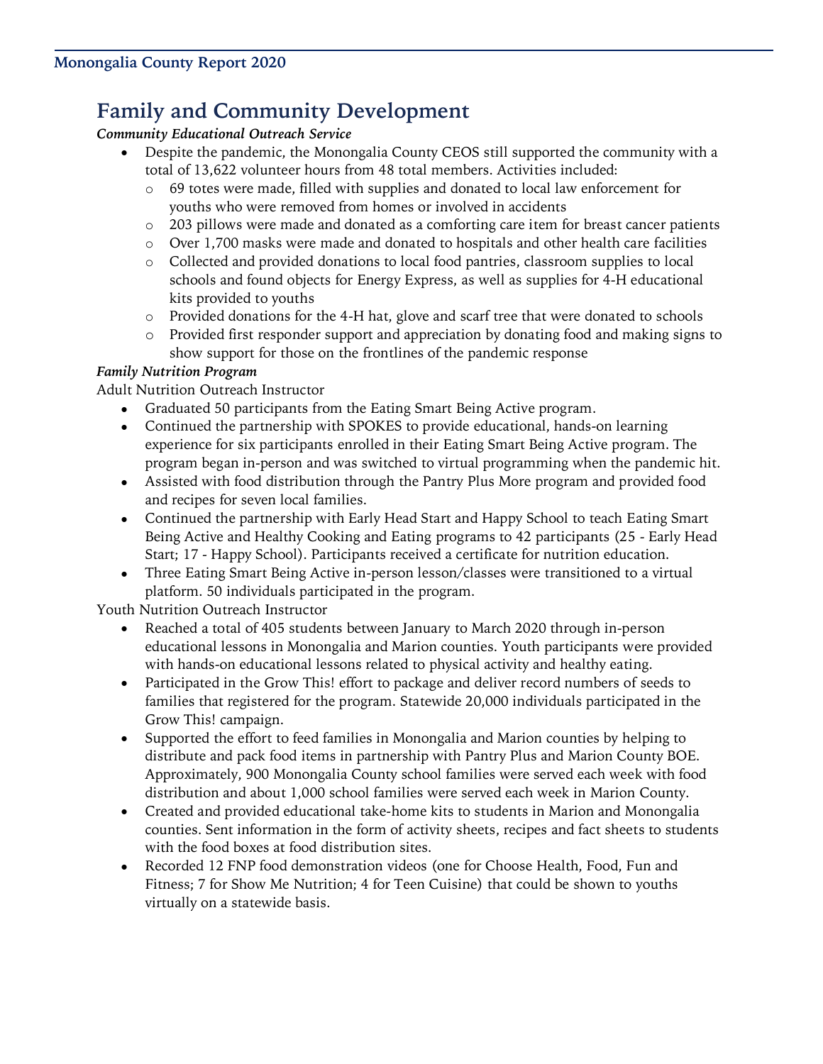# Family and Community Development

***Community Educational Outreach Service***

- Despite the pandemic, the Monongalia County CEOS still supported the community with a total of 13,622 volunteer hours from 48 total members. Activities included:
  - 69 totes were made, filled with supplies and donated to local law enforcement for youths who were removed from homes or involved in accidents
  - 203 pillows were made and donated as a comforting care item for breast cancer patients
  - Over 1,700 masks were made and donated to hospitals and other health care facilities
  - Collected and provided donations to local food pantries, classroom supplies to local schools and found objects for Energy Express, as well as supplies for 4-H educational kits provided to youths
  - Provided donations for the 4-H hat, glove and scarf tree that were donated to schools
  - Provided first responder support and appreciation by donating food and making signs to show support for those on the frontlines of the pandemic response

***Family Nutrition Program***

Adult Nutrition Outreach Instructor

- Graduated 50 participants from the Eating Smart Being Active program.
- Continued the partnership with SPOKES to provide educational, hands-on learning experience for six participants enrolled in their Eating Smart Being Active program. The program began in-person and was switched to virtual programming when the pandemic hit.
- Assisted with food distribution through the Pantry Plus More program and provided food and recipes for seven local families.
- Continued the partnership with Early Head Start and Happy School to teach Eating Smart Being Active and Healthy Cooking and Eating programs to 42 participants (25 - Early Head Start; 17 - Happy School). Participants received a certificate for nutrition education.
- Three Eating Smart Being Active in-person lesson/classes were transitioned to a virtual platform. 50 individuals participated in the program.

Youth Nutrition Outreach Instructor

- Reached a total of 405 students between January to March 2020 through in-person educational lessons in Monongalia and Marion counties. Youth participants were provided with hands-on educational lessons related to physical activity and healthy eating.
- Participated in the Grow This! effort to package and deliver record numbers of seeds to families that registered for the program. Statewide 20,000 individuals participated in the Grow This! campaign.
- Supported the effort to feed families in Monongalia and Marion counties by helping to distribute and pack food items in partnership with Pantry Plus and Marion County BOE. Approximately, 900 Monongalia County school families were served each week with food distribution and about 1,000 school families were served each week in Marion County.
- Created and provided educational take-home kits to students in Marion and Monongalia counties. Sent information in the form of activity sheets, recipes and fact sheets to students with the food boxes at food distribution sites.
- Recorded 12 FNP food demonstration videos (one for Choose Health, Food, Fun and Fitness; 7 for Show Me Nutrition; 4 for Teen Cuisine) that could be shown to youths virtually on a statewide basis.